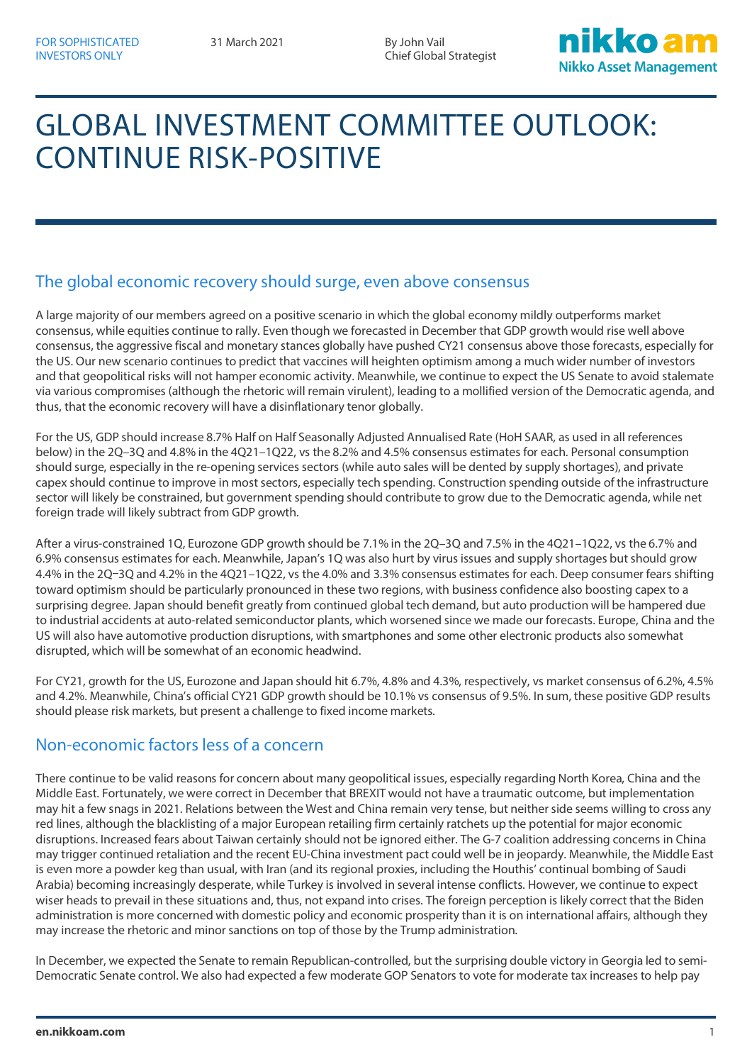FOR SOPHISTICATED INVESTORS ONLY

31 March 2021

By John Vail
Chief Global Strategist

# GLOBAL INVESTMENT COMMITTEE OUTLOOK: CONTINUE RISK-POSITIVE

## The global economic recovery should surge, even above consensus

A large majority of our members agreed on a positive scenario in which the global economy mildly outperforms market consensus, while equities continue to rally. Even though we forecasted in December that GDP growth would rise well above consensus, the aggressive fiscal and monetary stances globally have pushed CY21 consensus above those forecasts, especially for the US. Our new scenario continues to predict that vaccines will heighten optimism among a much wider number of investors and that geopolitical risks will not hamper economic activity. Meanwhile, we continue to expect the US Senate to avoid stalemate via various compromises (although the rhetoric will remain virulent), leading to a mollified version of the Democratic agenda, and thus, that the economic recovery will have a disinflationary tenor globally.

For the US, GDP should increase 8.7% Half on Half Seasonally Adjusted Annualised Rate (HoH SAAR, as used in all references below) in the 2Q–3Q and 4.8% in the 4Q21–1Q22, vs the 8.2% and 4.5% consensus estimates for each. Personal consumption should surge, especially in the re-opening services sectors (while auto sales will be dented by supply shortages), and private capex should continue to improve in most sectors, especially tech spending. Construction spending outside of the infrastructure sector will likely be constrained, but government spending should contribute to grow due to the Democratic agenda, while net foreign trade will likely subtract from GDP growth.

After a virus-constrained 1Q, Eurozone GDP growth should be 7.1% in the 2Q–3Q and 7.5% in the 4Q21–1Q22, vs the 6.7% and 6.9% consensus estimates for each. Meanwhile, Japan's 1Q was also hurt by virus issues and supply shortages but should grow 4.4% in the 2Q–3Q and 4.2% in the 4Q21–1Q22, vs the 4.0% and 3.3% consensus estimates for each. Deep consumer fears shifting toward optimism should be particularly pronounced in these two regions, with business confidence also boosting capex to a surprising degree. Japan should benefit greatly from continued global tech demand, but auto production will be hampered due to industrial accidents at auto-related semiconductor plants, which worsened since we made our forecasts. Europe, China and the US will also have automotive production disruptions, with smartphones and some other electronic products also somewhat disrupted, which will be somewhat of an economic headwind.

For CY21, growth for the US, Eurozone and Japan should hit 6.7%, 4.8% and 4.3%, respectively, vs market consensus of 6.2%, 4.5% and 4.2%. Meanwhile, China's official CY21 GDP growth should be 10.1% vs consensus of 9.5%. In sum, these positive GDP results should please risk markets, but present a challenge to fixed income markets.

## Non-economic factors less of a concern

There continue to be valid reasons for concern about many geopolitical issues, especially regarding North Korea, China and the Middle East. Fortunately, we were correct in December that BREXIT would not have a traumatic outcome, but implementation may hit a few snags in 2021. Relations between the West and China remain very tense, but neither side seems willing to cross any red lines, although the blacklisting of a major European retailing firm certainly ratchets up the potential for major economic disruptions. Increased fears about Taiwan certainly should not be ignored either. The G-7 coalition addressing concerns in China may trigger continued retaliation and the recent EU-China investment pact could well be in jeopardy. Meanwhile, the Middle East is even more a powder keg than usual, with Iran (and its regional proxies, including the Houthis' continual bombing of Saudi Arabia) becoming increasingly desperate, while Turkey is involved in several intense conflicts. However, we continue to expect wiser heads to prevail in these situations and, thus, not expand into crises. The foreign perception is likely correct that the Biden administration is more concerned with domestic policy and economic prosperity than it is on international affairs, although they may increase the rhetoric and minor sanctions on top of those by the Trump administration.

In December, we expected the Senate to remain Republican-controlled, but the surprising double victory in Georgia led to semi-Democratic Senate control. We also had expected a few moderate GOP Senators to vote for moderate tax increases to help pay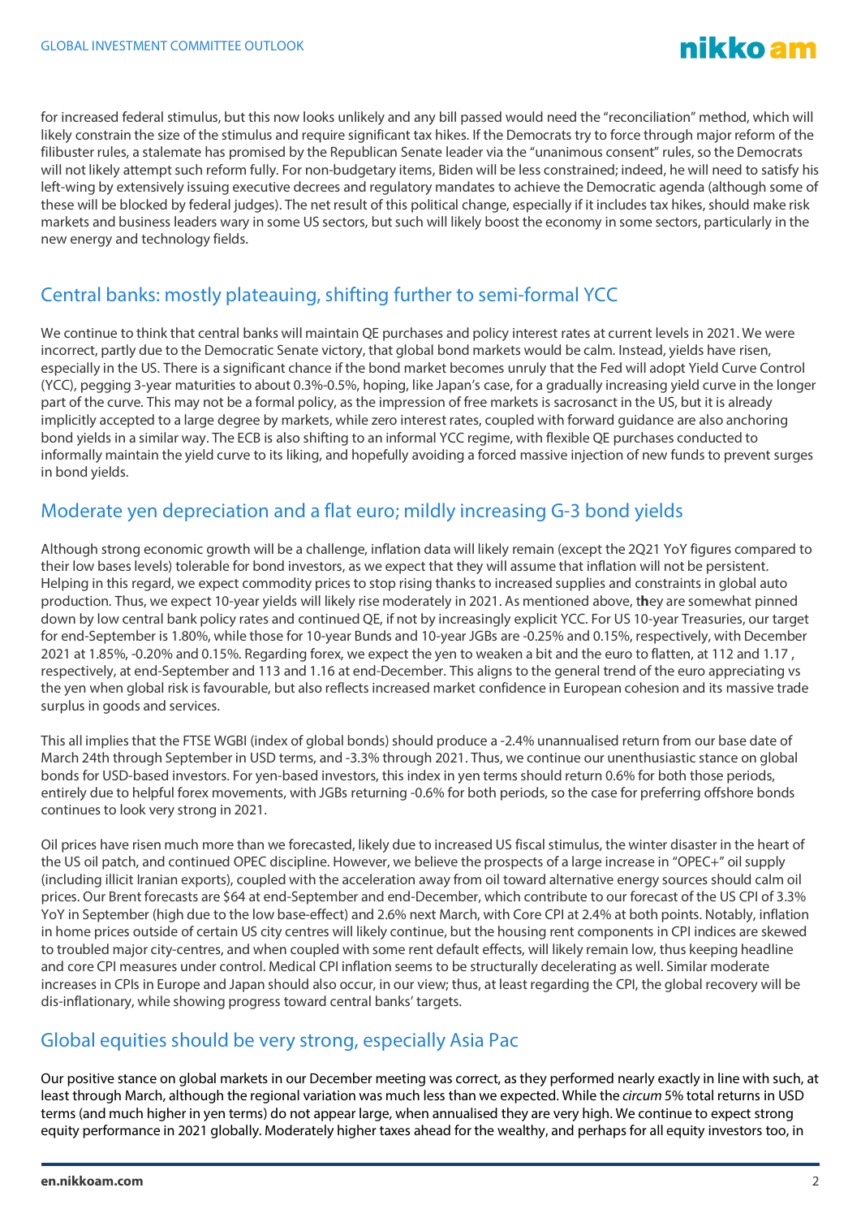for increased federal stimulus, but this now looks unlikely and any bill passed would need the "reconciliation" method, which will likely constrain the size of the stimulus and require significant tax hikes. If the Democrats try to force through major reform of the filibuster rules, a stalemate has promised by the Republican Senate leader via the "unanimous consent" rules, so the Democrats will not likely attempt such reform fully. For non-budgetary items, Biden will be less constrained; indeed, he will need to satisfy his left-wing by extensively issuing executive decrees and regulatory mandates to achieve the Democratic agenda (although some of these will be blocked by federal judges). The net result of this political change, especially if it includes tax hikes, should make risk markets and business leaders wary in some US sectors, but such will likely boost the economy in some sectors, particularly in the new energy and technology fields.

## Central banks: mostly plateauing, shifting further to semi-formal YCC

We continue to think that central banks will maintain QE purchases and policy interest rates at current levels in 2021. We were incorrect, partly due to the Democratic Senate victory, that global bond markets would be calm. Instead, yields have risen, especially in the US. There is a significant chance if the bond market becomes unruly that the Fed will adopt Yield Curve Control (YCC), pegging 3-year maturities to about 0.3%-0.5%, hoping, like Japan's case, for a gradually increasing yield curve in the longer part of the curve. This may not be a formal policy, as the impression of free markets is sacrosanct in the US, but it is already implicitly accepted to a large degree by markets, while zero interest rates, coupled with forward guidance are also anchoring bond yields in a similar way. The ECB is also shifting to an informal YCC regime, with flexible QE purchases conducted to informally maintain the yield curve to its liking, and hopefully avoiding a forced massive injection of new funds to prevent surges in bond yields.

## Moderate yen depreciation and a flat euro; mildly increasing G-3 bond yields

Although strong economic growth will be a challenge, inflation data will likely remain (except the 2Q21 YoY figures compared to their low bases levels) tolerable for bond investors, as we expect that they will assume that inflation will not be persistent. Helping in this regard, we expect commodity prices to stop rising thanks to increased supplies and constraints in global auto production. Thus, we expect 10-year yields will likely rise moderately in 2021. As mentioned above, t**h**ey are somewhat pinned down by low central bank policy rates and continued QE, if not by increasingly explicit YCC. For US 10-year Treasuries, our target for end-September is 1.80%, while those for 10-year Bunds and 10-year JGBs are -0.25% and 0.15%, respectively, with December 2021 at 1.85%, -0.20% and 0.15%. Regarding forex, we expect the yen to weaken a bit and the euro to flatten, at 112 and 1.17 , respectively, at end-September and 113 and 1.16 at end-December. This aligns to the general trend of the euro appreciating vs the yen when global risk is favourable, but also reflects increased market confidence in European cohesion and its massive trade surplus in goods and services.

This all implies that the FTSE WGBI (index of global bonds) should produce a -2.4% unannualised return from our base date of March 24th through September in USD terms, and -3.3% through 2021. Thus, we continue our unenthusiastic stance on global bonds for USD-based investors. For yen-based investors, this index in yen terms should return 0.6% for both those periods, entirely due to helpful forex movements, with JGBs returning -0.6% for both periods, so the case for preferring offshore bonds continues to look very strong in 2021.

Oil prices have risen much more than we forecasted, likely due to increased US fiscal stimulus, the winter disaster in the heart of the US oil patch, and continued OPEC discipline. However, we believe the prospects of a large increase in "OPEC+" oil supply (including illicit Iranian exports), coupled with the acceleration away from oil toward alternative energy sources should calm oil prices. Our Brent forecasts are $64 at end-September and end-December, which contribute to our forecast of the US CPI of 3.3% YoY in September (high due to the low base-effect) and 2.6% next March, with Core CPI at 2.4% at both points. Notably, inflation in home prices outside of certain US city centres will likely continue, but the housing rent components in CPI indices are skewed to troubled major city-centres, and when coupled with some rent default effects, will likely remain low, thus keeping headline and core CPI measures under control. Medical CPI inflation seems to be structurally decelerating as well. Similar moderate increases in CPIs in Europe and Japan should also occur, in our view; thus, at least regarding the CPI, the global recovery will be dis-inflationary, while showing progress toward central banks' targets.

## Global equities should be very strong, especially Asia Pac

Our positive stance on global markets in our December meeting was correct, as they performed nearly exactly in line with such, at least through March, although the regional variation was much less than we expected. While the *circum* 5% total returns in USD terms (and much higher in yen terms) do not appear large, when annualised they are very high. We continue to expect strong equity performance in 2021 globally. Moderately higher taxes ahead for the wealthy, and perhaps for all equity investors too, in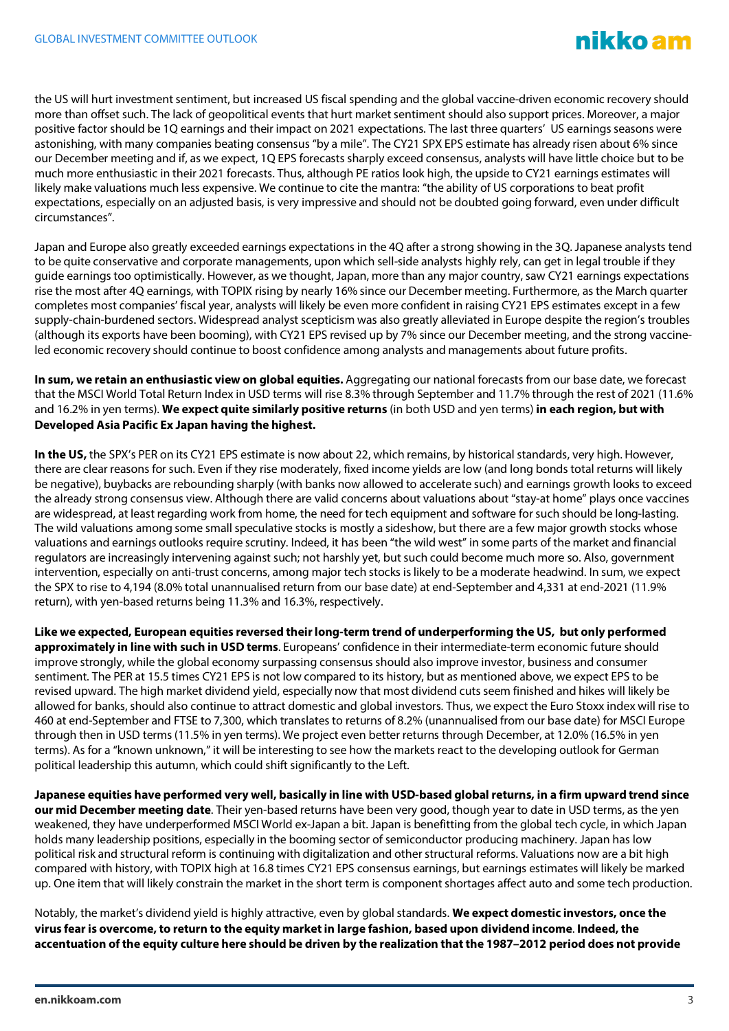the US will hurt investment sentiment, but increased US fiscal spending and the global vaccine-driven economic recovery should more than offset such. The lack of geopolitical events that hurt market sentiment should also support prices. Moreover, a major positive factor should be 1Q earnings and their impact on 2021 expectations. The last three quarters' US earnings seasons were astonishing, with many companies beating consensus "by a mile". The CY21 SPX EPS estimate has already risen about 6% since our December meeting and if, as we expect, 1Q EPS forecasts sharply exceed consensus, analysts will have little choice but to be much more enthusiastic in their 2021 forecasts. Thus, although PE ratios look high, the upside to CY21 earnings estimates will likely make valuations much less expensive. We continue to cite the mantra: "the ability of US corporations to beat profit expectations, especially on an adjusted basis, is very impressive and should not be doubted going forward, even under difficult circumstances".

Japan and Europe also greatly exceeded earnings expectations in the 4Q after a strong showing in the 3Q. Japanese analysts tend to be quite conservative and corporate managements, upon which sell-side analysts highly rely, can get in legal trouble if they guide earnings too optimistically. However, as we thought, Japan, more than any major country, saw CY21 earnings expectations rise the most after 4Q earnings, with TOPIX rising by nearly 16% since our December meeting. Furthermore, as the March quarter completes most companies' fiscal year, analysts will likely be even more confident in raising CY21 EPS estimates except in a few supply-chain-burdened sectors. Widespread analyst scepticism was also greatly alleviated in Europe despite the region's troubles (although its exports have been booming), with CY21 EPS revised up by 7% since our December meeting, and the strong vaccine-led economic recovery should continue to boost confidence among analysts and managements about future profits.

**In sum, we retain an enthusiastic view on global equities.** Aggregating our national forecasts from our base date, we forecast that the MSCI World Total Return Index in USD terms will rise 8.3% through September and 11.7% through the rest of 2021 (11.6% and 16.2% in yen terms). **We expect quite similarly positive returns** (in both USD and yen terms) **in each region, but with Developed Asia Pacific Ex Japan having the highest.**

**In the US,** the SPX's PER on its CY21 EPS estimate is now about 22, which remains, by historical standards, very high. However, there are clear reasons for such. Even if they rise moderately, fixed income yields are low (and long bonds total returns will likely be negative), buybacks are rebounding sharply (with banks now allowed to accelerate such) and earnings growth looks to exceed the already strong consensus view. Although there are valid concerns about valuations about "stay-at home" plays once vaccines are widespread, at least regarding work from home, the need for tech equipment and software for such should be long-lasting. The wild valuations among some small speculative stocks is mostly a sideshow, but there are a few major growth stocks whose valuations and earnings outlooks require scrutiny. Indeed, it has been "the wild west" in some parts of the market and financial regulators are increasingly intervening against such; not harshly yet, but such could become much more so. Also, government intervention, especially on anti-trust concerns, among major tech stocks is likely to be a moderate headwind. In sum, we expect the SPX to rise to 4,194 (8.0% total unannualised return from our base date) at end-September and 4,331 at end-2021 (11.9% return), with yen-based returns being 11.3% and 16.3%, respectively.

**Like we expected, European equities reversed their long-term trend of underperforming the US, but only performed approximately in line with such in USD terms**. Europeans' confidence in their intermediate-term economic future should improve strongly, while the global economy surpassing consensus should also improve investor, business and consumer sentiment. The PER at 15.5 times CY21 EPS is not low compared to its history, but as mentioned above, we expect EPS to be revised upward. The high market dividend yield, especially now that most dividend cuts seem finished and hikes will likely be allowed for banks, should also continue to attract domestic and global investors. Thus, we expect the Euro Stoxx index will rise to 460 at end-September and FTSE to 7,300, which translates to returns of 8.2% (unannualised from our base date) for MSCI Europe through then in USD terms (11.5% in yen terms). We project even better returns through December, at 12.0% (16.5% in yen terms). As for a "known unknown," it will be interesting to see how the markets react to the developing outlook for German political leadership this autumn, which could shift significantly to the Left.

**Japanese equities have performed very well, basically in line with USD-based global returns, in a firm upward trend since our mid December meeting date**. Their yen-based returns have been very good, though year to date in USD terms, as the yen weakened, they have underperformed MSCI World ex-Japan a bit. Japan is benefitting from the global tech cycle, in which Japan holds many leadership positions, especially in the booming sector of semiconductor producing machinery. Japan has low political risk and structural reform is continuing with digitalization and other structural reforms. Valuations now are a bit high compared with history, with TOPIX high at 16.8 times CY21 EPS consensus earnings, but earnings estimates will likely be marked up. One item that will likely constrain the market in the short term is component shortages affect auto and some tech production.

Notably, the market's dividend yield is highly attractive, even by global standards. **We expect domestic investors, once the virus fear is overcome, to return to the equity market in large fashion, based upon dividend income**. **Indeed, the accentuation of the equity culture here should be driven by the realization that the 1987–2012 period does not provide**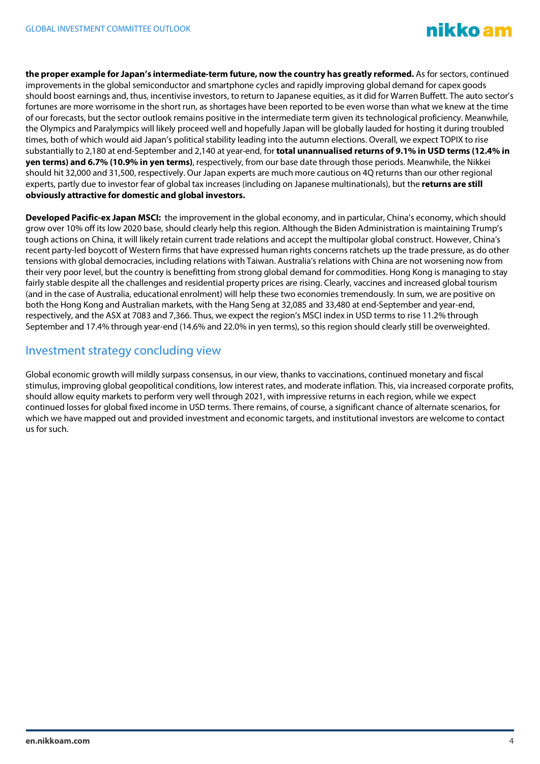**the proper example for Japan's intermediate-term future, now the country has greatly reformed.** As for sectors, continued improvements in the global semiconductor and smartphone cycles and rapidly improving global demand for capex goods should boost earnings and, thus, incentivise investors, to return to Japanese equities, as it did for Warren Buffett. The auto sector's fortunes are more worrisome in the short run, as shortages have been reported to be even worse than what we knew at the time of our forecasts, but the sector outlook remains positive in the intermediate term given its technological proficiency. Meanwhile, the Olympics and Paralympics will likely proceed well and hopefully Japan will be globally lauded for hosting it during troubled times, both of which would aid Japan's political stability leading into the autumn elections. Overall, we expect TOPIX to rise substantially to 2,180 at end-September and 2,140 at year-end, for **total unannualised returns of 9.1% in USD terms (12.4% in yen terms) and 6.7% (10.9% in yen terms)**, respectively, from our base date through those periods. Meanwhile, the Nikkei should hit 32,000 and 31,500, respectively. Our Japan experts are much more cautious on 4Q returns than our other regional experts, partly due to investor fear of global tax increases (including on Japanese multinationals), but the **returns are still obviously attractive for domestic and global investors.**

**Developed Pacific-ex Japan MSCI:** the improvement in the global economy, and in particular, China's economy, which should grow over 10% off its low 2020 base, should clearly help this region. Although the Biden Administration is maintaining Trump's tough actions on China, it will likely retain current trade relations and accept the multipolar global construct. However, China's recent party-led boycott of Western firms that have expressed human rights concerns ratchets up the trade pressure, as do other tensions with global democracies, including relations with Taiwan. Australia's relations with China are not worsening now from their very poor level, but the country is benefitting from strong global demand for commodities. Hong Kong is managing to stay fairly stable despite all the challenges and residential property prices are rising. Clearly, vaccines and increased global tourism (and in the case of Australia, educational enrolment) will help these two economies tremendously. In sum, we are positive on both the Hong Kong and Australian markets, with the Hang Seng at 32,085 and 33,480 at end-September and year-end, respectively, and the ASX at 7083 and 7,366. Thus, we expect the region's MSCI index in USD terms to rise 11.2% through September and 17.4% through year-end (14.6% and 22.0% in yen terms), so this region should clearly still be overweighted.

## Investment strategy concluding view

Global economic growth will mildly surpass consensus, in our view, thanks to vaccinations, continued monetary and fiscal stimulus, improving global geopolitical conditions, low interest rates, and moderate inflation. This, via increased corporate profits, should allow equity markets to perform very well through 2021, with impressive returns in each region, while we expect continued losses for global fixed income in USD terms. There remains, of course, a significant chance of alternate scenarios, for which we have mapped out and provided investment and economic targets, and institutional investors are welcome to contact us for such.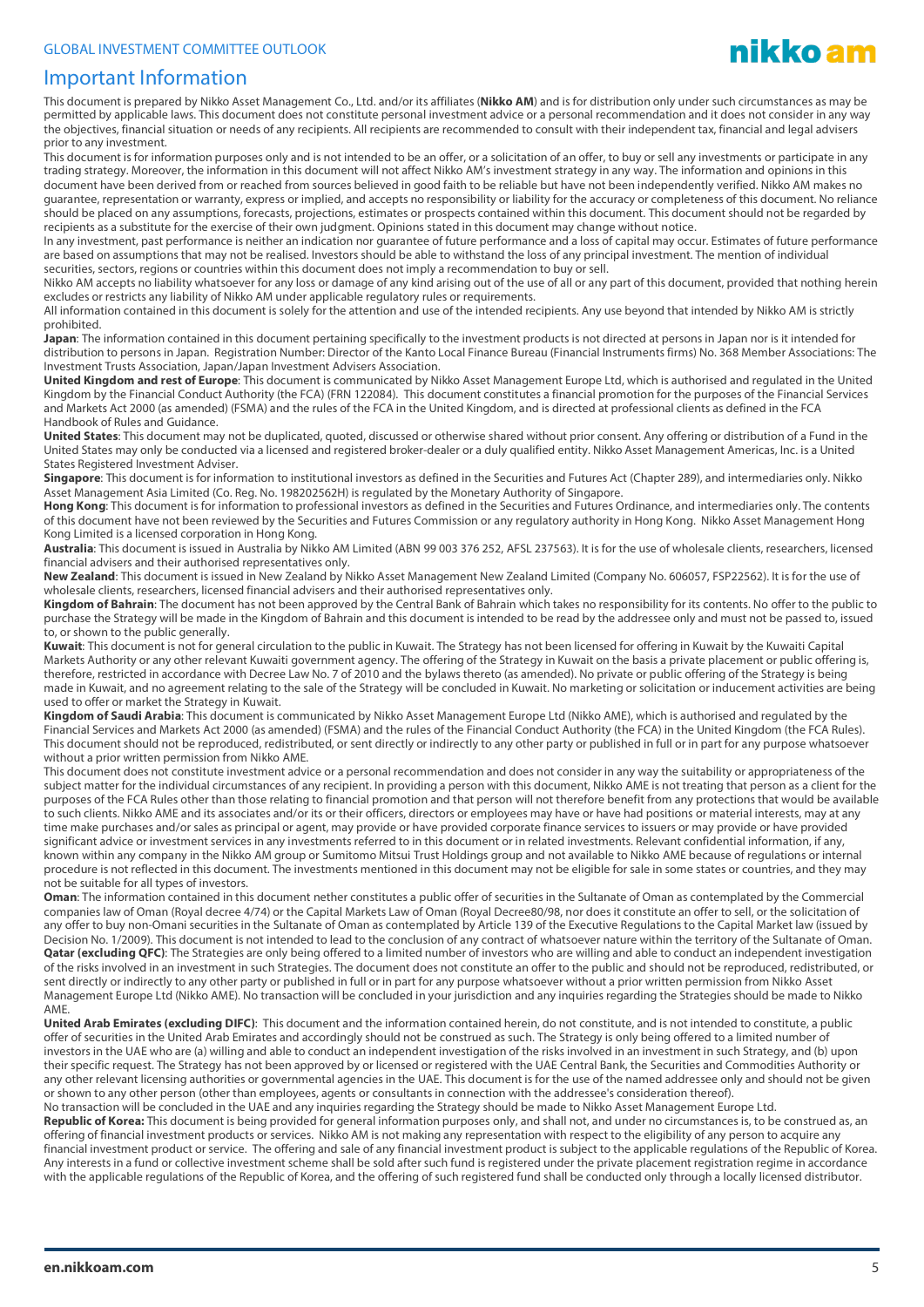# Important Information

This document is prepared by Nikko Asset Management Co., Ltd. and/or its affiliates (**Nikko AM**) and is for distribution only under such circumstances as may be permitted by applicable laws. This document does not constitute personal investment advice or a personal recommendation and it does not consider in any way the objectives, financial situation or needs of any recipients. All recipients are recommended to consult with their independent tax, financial and legal advisers prior to any investment.

This document is for information purposes only and is not intended to be an offer, or a solicitation of an offer, to buy or sell any investments or participate in any trading strategy. Moreover, the information in this document will not affect Nikko AM's investment strategy in any way. The information and opinions in this document have been derived from or reached from sources believed in good faith to be reliable but have not been independently verified. Nikko AM makes no guarantee, representation or warranty, express or implied, and accepts no responsibility or liability for the accuracy or completeness of this document. No reliance should be placed on any assumptions, forecasts, projections, estimates or prospects contained within this document. This document should not be regarded by recipients as a substitute for the exercise of their own judgment. Opinions stated in this document may change without notice.

In any investment, past performance is neither an indication nor guarantee of future performance and a loss of capital may occur. Estimates of future performance are based on assumptions that may not be realised. Investors should be able to withstand the loss of any principal investment. The mention of individual securities, sectors, regions or countries within this document does not imply a recommendation to buy or sell.

Nikko AM accepts no liability whatsoever for any loss or damage of any kind arising out of the use of all or any part of this document, provided that nothing herein excludes or restricts any liability of Nikko AM under applicable regulatory rules or requirements.

All information contained in this document is solely for the attention and use of the intended recipients. Any use beyond that intended by Nikko AM is strictly prohibited.

**Japan**: The information contained in this document pertaining specifically to the investment products is not directed at persons in Japan nor is it intended for distribution to persons in Japan. Registration Number: Director of the Kanto Local Finance Bureau (Financial Instruments firms) No. 368 Member Associations: The Investment Trusts Association, Japan/Japan Investment Advisers Association.

**United Kingdom and rest of Europe**: This document is communicated by Nikko Asset Management Europe Ltd, which is authorised and regulated in the United Kingdom by the Financial Conduct Authority (the FCA) (FRN 122084). This document constitutes a financial promotion for the purposes of the Financial Services and Markets Act 2000 (as amended) (FSMA) and the rules of the FCA in the United Kingdom, and is directed at professional clients as defined in the FCA Handbook of Rules and Guidance.

**United States**: This document may not be duplicated, quoted, discussed or otherwise shared without prior consent. Any offering or distribution of a Fund in the United States may only be conducted via a licensed and registered broker-dealer or a duly qualified entity. Nikko Asset Management Americas, Inc. is a United States Registered Investment Adviser.

**Singapore**: This document is for information to institutional investors as defined in the Securities and Futures Act (Chapter 289), and intermediaries only. Nikko Asset Management Asia Limited (Co. Reg. No. 198202562H) is regulated by the Monetary Authority of Singapore.

**Hong Kong**: This document is for information to professional investors as defined in the Securities and Futures Ordinance, and intermediaries only. The contents of this document have not been reviewed by the Securities and Futures Commission or any regulatory authority in Hong Kong. Nikko Asset Management Hong Kong Limited is a licensed corporation in Hong Kong.

**Australia**: This document is issued in Australia by Nikko AM Limited (ABN 99 003 376 252, AFSL 237563). It is for the use of wholesale clients, researchers, licensed financial advisers and their authorised representatives only.

**New Zealand**: This document is issued in New Zealand by Nikko Asset Management New Zealand Limited (Company No. 606057, FSP22562). It is for the use of wholesale clients, researchers, licensed financial advisers and their authorised representatives only.

**Kingdom of Bahrain**: The document has not been approved by the Central Bank of Bahrain which takes no responsibility for its contents. No offer to the public to purchase the Strategy will be made in the Kingdom of Bahrain and this document is intended to be read by the addressee only and must not be passed to, issued to, or shown to the public generally.

**Kuwait**: This document is not for general circulation to the public in Kuwait. The Strategy has not been licensed for offering in Kuwait by the Kuwaiti Capital Markets Authority or any other relevant Kuwaiti government agency. The offering of the Strategy in Kuwait on the basis a private placement or public offering is, therefore, restricted in accordance with Decree Law No. 7 of 2010 and the bylaws thereto (as amended). No private or public offering of the Strategy is being made in Kuwait, and no agreement relating to the sale of the Strategy will be concluded in Kuwait. No marketing or solicitation or inducement activities are being used to offer or market the Strategy in Kuwait.

**Kingdom of Saudi Arabia**: This document is communicated by Nikko Asset Management Europe Ltd (Nikko AME), which is authorised and regulated by the Financial Services and Markets Act 2000 (as amended) (FSMA) and the rules of the Financial Conduct Authority (the FCA) in the United Kingdom (the FCA Rules). This document should not be reproduced, redistributed, or sent directly or indirectly to any other party or published in full or in part for any purpose whatsoever without a prior written permission from Nikko AME.

This document does not constitute investment advice or a personal recommendation and does not consider in any way the suitability or appropriateness of the subject matter for the individual circumstances of any recipient. In providing a person with this document, Nikko AME is not treating that person as a client for the purposes of the FCA Rules other than those relating to financial promotion and that person will not therefore benefit from any protections that would be available to such clients. Nikko AME and its associates and/or its or their officers, directors or employees may have or have had positions or material interests, may at any time make purchases and/or sales as principal or agent, may provide or have provided corporate finance services to issuers or may provide or have provided significant advice or investment services in any investments referred to in this document or in related investments. Relevant confidential information, if any, known within any company in the Nikko AM group or Sumitomo Mitsui Trust Holdings group and not available to Nikko AME because of regulations or internal procedure is not reflected in this document. The investments mentioned in this document may not be eligible for sale in some states or countries, and they may not be suitable for all types of investors.

**Oman**: The information contained in this document nether constitutes a public offer of securities in the Sultanate of Oman as contemplated by the Commercial companies law of Oman (Royal decree 4/74) or the Capital Markets Law of Oman (Royal Decree80/98, nor does it constitute an offer to sell, or the solicitation of any offer to buy non-Omani securities in the Sultanate of Oman as contemplated by Article 139 of the Executive Regulations to the Capital Market law (issued by Decision No. 1/2009). This document is not intended to lead to the conclusion of any contract of whatsoever nature within the territory of the Sultanate of Oman.

**Qatar (excluding QFC)**: The Strategies are only being offered to a limited number of investors who are willing and able to conduct an independent investigation of the risks involved in an investment in such Strategies. The document does not constitute an offer to the public and should not be reproduced, redistributed, or sent directly or indirectly to any other party or published in full or in part for any purpose whatsoever without a prior written permission from Nikko Asset Management Europe Ltd (Nikko AME). No transaction will be concluded in your jurisdiction and any inquiries regarding the Strategies should be made to Nikko AME.

**United Arab Emirates (excluding DIFC)**: This document and the information contained herein, do not constitute, and is not intended to constitute, a public offer of securities in the United Arab Emirates and accordingly should not be construed as such. The Strategy is only being offered to a limited number of investors in the UAE who are (a) willing and able to conduct an independent investigation of the risks involved in an investment in such Strategy, and (b) upon their specific request. The Strategy has not been approved by or licensed or registered with the UAE Central Bank, the Securities and Commodities Authority or any other relevant licensing authorities or governmental agencies in the UAE. This document is for the use of the named addressee only and should not be given or shown to any other person (other than employees, agents or consultants in connection with the addressee's consideration thereof).

No transaction will be concluded in the UAE and any inquiries regarding the Strategy should be made to Nikko Asset Management Europe Ltd.

**Republic of Korea:** This document is being provided for general information purposes only, and shall not, and under no circumstances is, to be construed as, an offering of financial investment products or services. Nikko AM is not making any representation with respect to the eligibility of any person to acquire any financial investment product or service. The offering and sale of any financial investment product is subject to the applicable regulations of the Republic of Korea. Any interests in a fund or collective investment scheme shall be sold after such fund is registered under the private placement registration regime in accordance with the applicable regulations of the Republic of Korea, and the offering of such registered fund shall be conducted only through a locally licensed distributor.